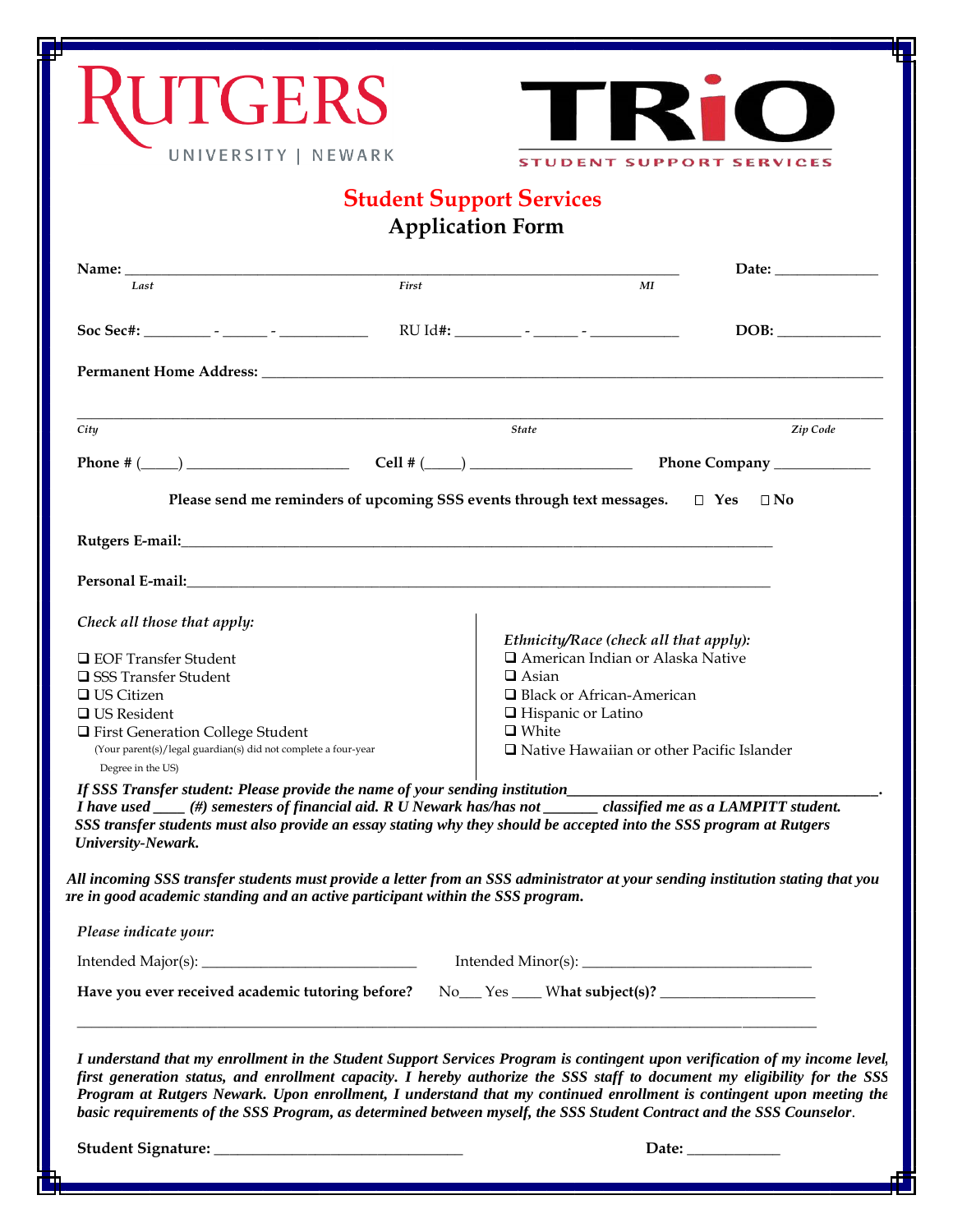RUTGERS
UNIVERSITY | NEWARK

TRiO
STUDENT SUPPORT SERVICES

## Student Support Services
## Application Form

**Name:** ______________________________________________ **Date:** ____________
*Last* *First* *MI*

**Soc Sec#:** ________ - ______ - ___________ RU Id#: ________ - ______ - ___________ **DOB:** ____________

**Permanent Home Address:** ____________________________________________________________

____________________________________________________________
*City* *State* *Zip Code*

**Phone #** (_____) ____________________ **Cell #** (_____) ____________________ **Phone Company** ____________

**Please send me reminders of upcoming SSS events through text messages.** ☐ **Yes** ☐ **No**

**Rutgers E-mail:**____________________________________________________________

**Personal E-mail:**____________________________________________________________

*Check all those that apply:*

- ☐ EOF Transfer Student
- ☐ SSS Transfer Student
- ☐ US Citizen
- ☐ US Resident
- ☐ First Generation College Student
  (Your parent(s)/legal guardian(s) did not complete a four-year Degree in the US)

*Ethnicity/Race (check all that apply):*

- ☐ American Indian or Alaska Native
- ☐ Asian
- ☐ Black or African-American
- ☐ Hispanic or Latino
- ☐ White
- ☐ Native Hawaiian or other Pacific Islander

***If SSS Transfer student: Please provide the name of your sending institution_____________________________.***
***I have used ____ (#) semesters of financial aid. R U Newark has/has not _______ classified me as a LAMPITT student.***
***SSS transfer students must also provide an essay stating why they should be accepted into the SSS program at Rutgers University-Newark.***

***All incoming SSS transfer students must provide a letter from an SSS administrator at your sending institution stating that you are in good academic standing and an active participant within the SSS program.***

*Please indicate your:*

Intended Major(s): ___________________________ Intended Minor(s): _____________________________

**Have you ever received academic tutoring before?** No___ Yes ____ **What subject(s)?** ____________________

____________________________________________________________

***I understand that my enrollment in the Student Support Services Program is contingent upon verification of my income level, first generation status, and enrollment capacity. I hereby authorize the SSS staff to document my eligibility for the SSS Program at Rutgers Newark. Upon enrollment, I understand that my continued enrollment is contingent upon meeting the basic requirements of the SSS Program, as determined between myself, the SSS Student Contract and the SSS Counselor.***

**Student Signature:** ________________________________ **Date:** ___________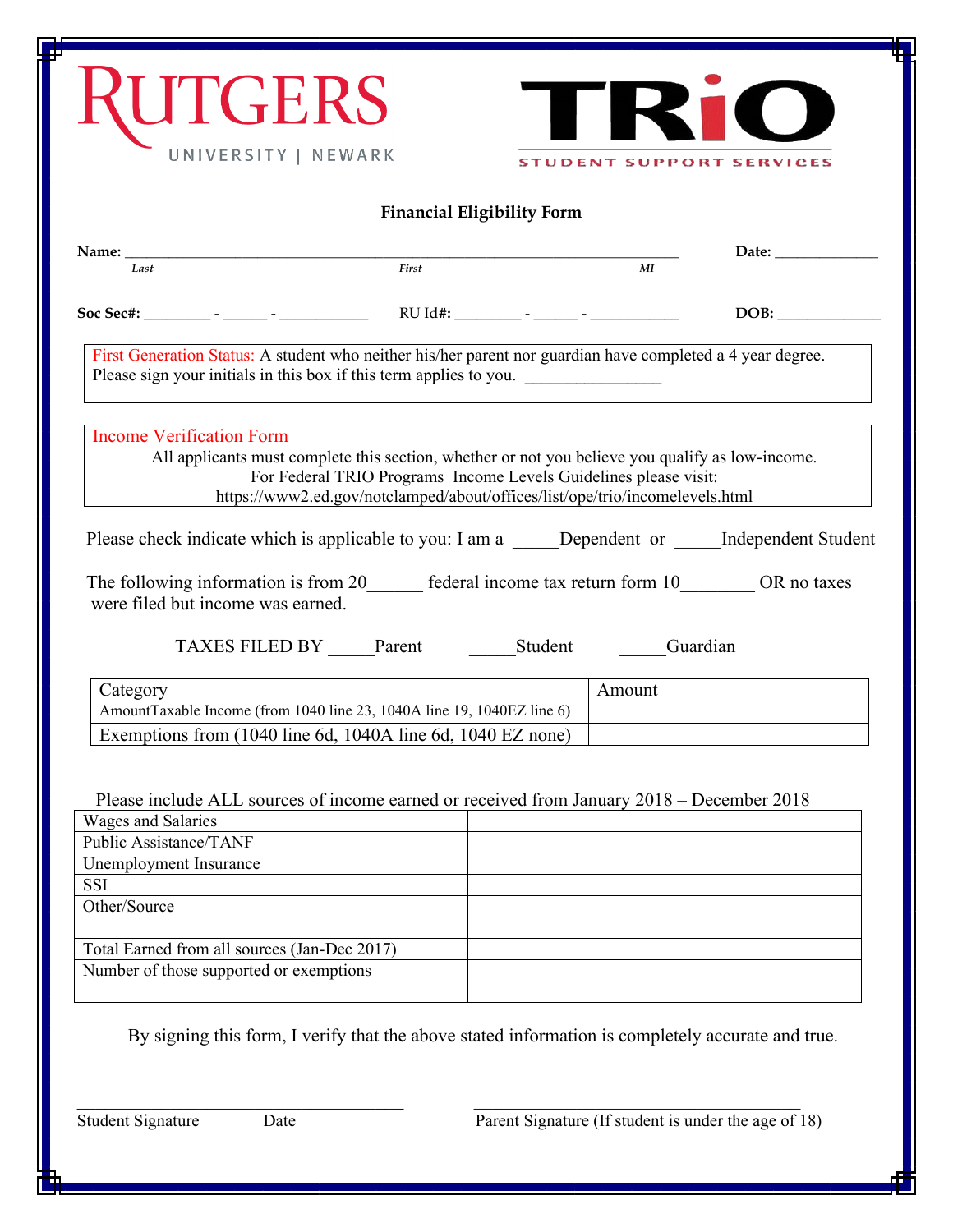RUTGERS
UNIVERSITY | NEWARK

TRiO
STUDENT SUPPORT SERVICES

**Financial Eligibility Form**

**Name:** ______________________________________________________________ **Date:** _____________
*Last* *First* *MI*

**Soc Sec#:** _________ - ______ - ___________ RU Id#: _________ - ______ - ___________ **DOB:** _____________

First Generation Status: A student who neither his/her parent nor guardian have completed a 4 year degree. Please sign your initials in this box if this term applies to you. ________________

Income Verification Form

All applicants must complete this section, whether or not you believe you qualify as low-income.
For Federal TRIO Programs Income Levels Guidelines please visit:
https://www2.ed.gov/notclamped/about/offices/list/ope/trio/incomelevels.html

Please check indicate which is applicable to you: I am a _____Dependent or _____Independent Student

The following information is from 20______ federal income tax return form 10________ OR no taxes were filed but income was earned.

TAXES FILED BY _____Parent _____Student _____Guardian

| Category | Amount |
|---|---|
| AmountTaxable Income (from 1040 line 23, 1040A line 19, 1040EZ line 6) | |
| Exemptions from (1040 line 6d, 1040A line 6d, 1040 EZ none) | |

Please include ALL sources of income earned or received from January 2018 – December 2018

| | |
|---|---|
| Wages and Salaries | |
| Public Assistance/TANF | |
| Unemployment Insurance | |
| SSI | |
| Other/Source | |
| | |
| Total Earned from all sources (Jan-Dec 2017) | |
| Number of those supported or exemptions | |
| | |

By signing this form, I verify that the above stated information is completely accurate and true.

_______________________________________ _______________________________________
Student Signature Date Parent Signature (If student is under the age of 18)